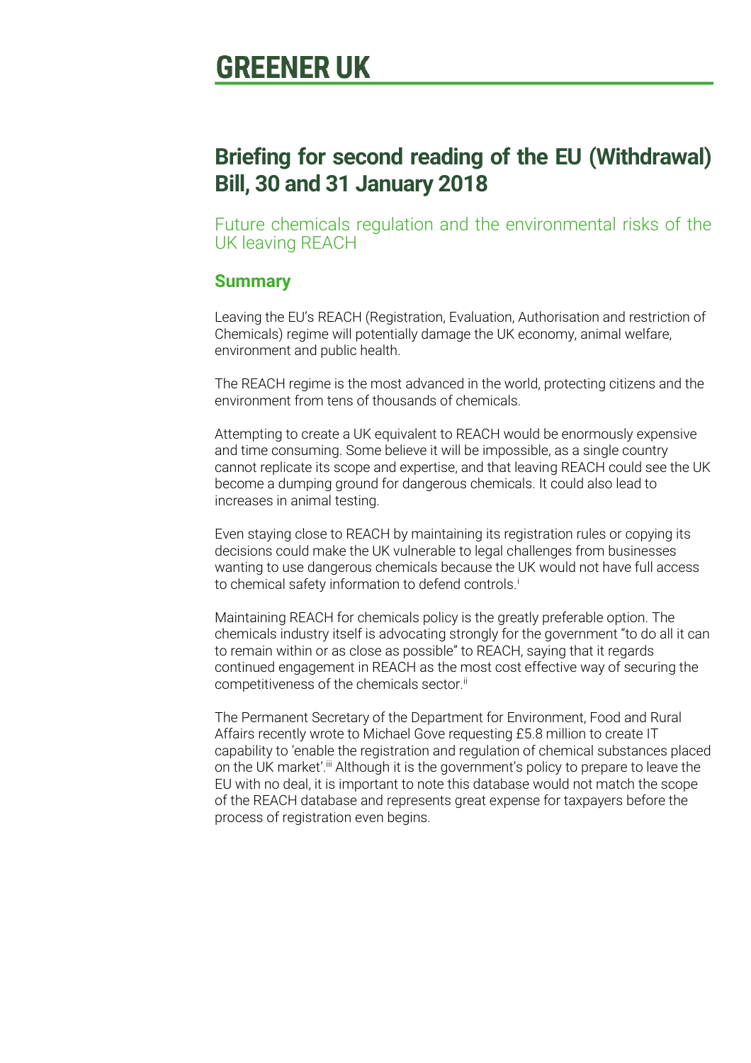# GREENER UK

## Briefing for second reading of the EU (Withdrawal) Bill, 30 and 31 January 2018

Future chemicals regulation and the environmental risks of the UK leaving REACH

### Summary

Leaving the EU's REACH (Registration, Evaluation, Authorisation and restriction of Chemicals) regime will potentially damage the UK economy, animal welfare, environment and public health.

The REACH regime is the most advanced in the world, protecting citizens and the environment from tens of thousands of chemicals.

Attempting to create a UK equivalent to REACH would be enormously expensive and time consuming. Some believe it will be impossible, as a single country cannot replicate its scope and expertise, and that leaving REACH could see the UK become a dumping ground for dangerous chemicals. It could also lead to increases in animal testing.

Even staying close to REACH by maintaining its registration rules or copying its decisions could make the UK vulnerable to legal challenges from businesses wanting to use dangerous chemicals because the UK would not have full access to chemical safety information to defend controls.[i]

Maintaining REACH for chemicals policy is the greatly preferable option. The chemicals industry itself is advocating strongly for the government "to do all it can to remain within or as close as possible" to REACH, saying that it regards continued engagement in REACH as the most cost effective way of securing the competitiveness of the chemicals sector.[ii]

The Permanent Secretary of the Department for Environment, Food and Rural Affairs recently wrote to Michael Gove requesting £5.8 million to create IT capability to 'enable the registration and regulation of chemical substances placed on the UK market'.[iii] Although it is the government's policy to prepare to leave the EU with no deal, it is important to note this database would not match the scope of the REACH database and represents great expense for taxpayers before the process of registration even begins.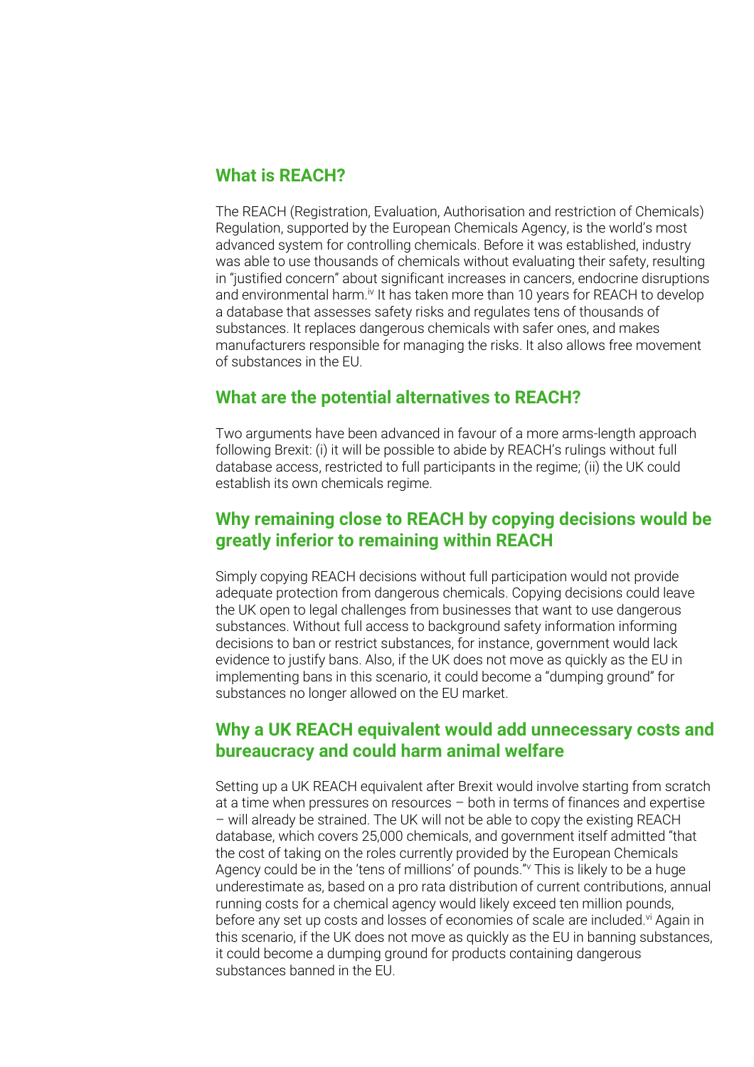## What is REACH?

The REACH (Registration, Evaluation, Authorisation and restriction of Chemicals) Regulation, supported by the European Chemicals Agency, is the world's most advanced system for controlling chemicals. Before it was established, industry was able to use thousands of chemicals without evaluating their safety, resulting in "justified concern" about significant increases in cancers, endocrine disruptions and environmental harm.[iv] It has taken more than 10 years for REACH to develop a database that assesses safety risks and regulates tens of thousands of substances. It replaces dangerous chemicals with safer ones, and makes manufacturers responsible for managing the risks. It also allows free movement of substances in the EU.

## What are the potential alternatives to REACH?

Two arguments have been advanced in favour of a more arms-length approach following Brexit: (i) it will be possible to abide by REACH's rulings without full database access, restricted to full participants in the regime; (ii) the UK could establish its own chemicals regime.

## Why remaining close to REACH by copying decisions would be greatly inferior to remaining within REACH

Simply copying REACH decisions without full participation would not provide adequate protection from dangerous chemicals. Copying decisions could leave the UK open to legal challenges from businesses that want to use dangerous substances. Without full access to background safety information informing decisions to ban or restrict substances, for instance, government would lack evidence to justify bans. Also, if the UK does not move as quickly as the EU in implementing bans in this scenario, it could become a "dumping ground" for substances no longer allowed on the EU market.

## Why a UK REACH equivalent would add unnecessary costs and bureaucracy and could harm animal welfare

Setting up a UK REACH equivalent after Brexit would involve starting from scratch at a time when pressures on resources – both in terms of finances and expertise – will already be strained. The UK will not be able to copy the existing REACH database, which covers 25,000 chemicals, and government itself admitted "that the cost of taking on the roles currently provided by the European Chemicals Agency could be in the 'tens of millions' of pounds."[v] This is likely to be a huge underestimate as, based on a pro rata distribution of current contributions, annual running costs for a chemical agency would likely exceed ten million pounds, before any set up costs and losses of economies of scale are included.[vi] Again in this scenario, if the UK does not move as quickly as the EU in banning substances, it could become a dumping ground for products containing dangerous substances banned in the EU.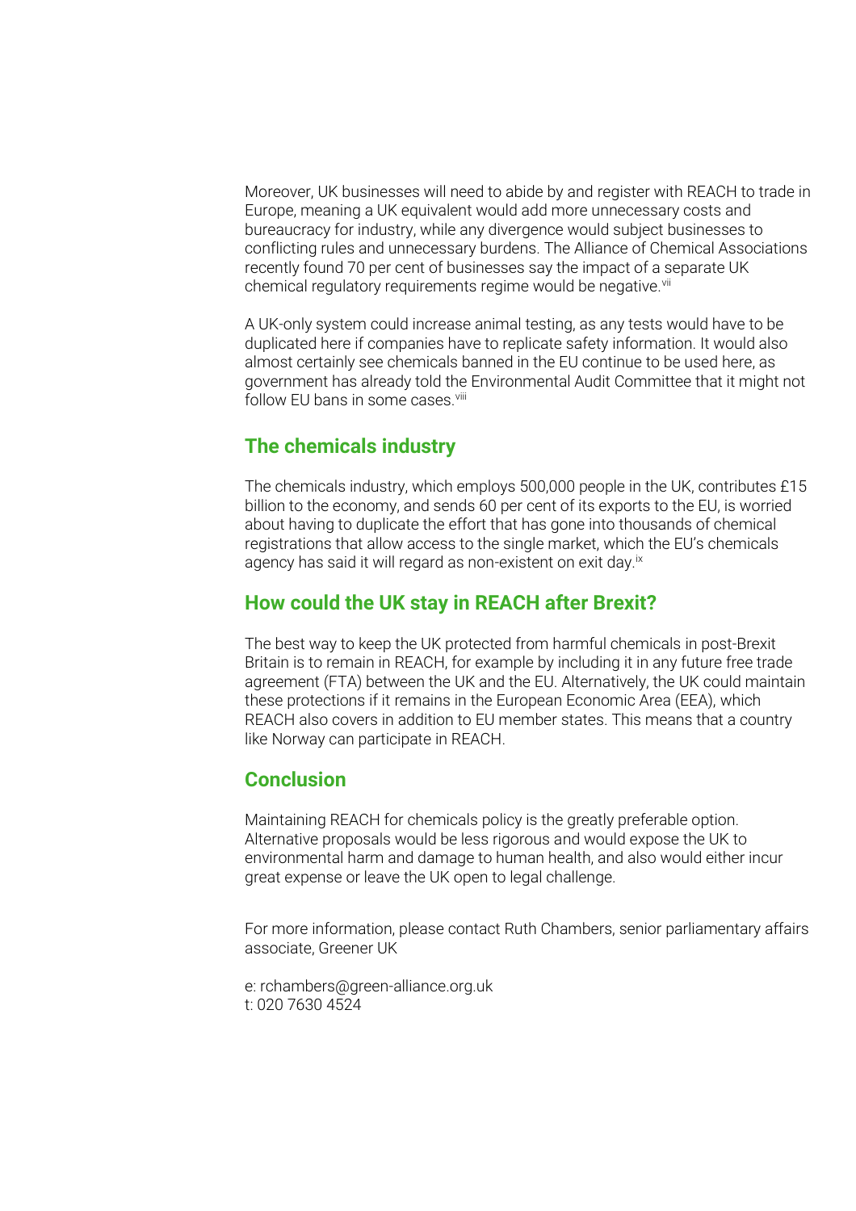Moreover, UK businesses will need to abide by and register with REACH to trade in Europe, meaning a UK equivalent would add more unnecessary costs and bureaucracy for industry, while any divergence would subject businesses to conflicting rules and unnecessary burdens. The Alliance of Chemical Associations recently found 70 per cent of businesses say the impact of a separate UK chemical regulatory requirements regime would be negative.[vii]

A UK-only system could increase animal testing, as any tests would have to be duplicated here if companies have to replicate safety information. It would also almost certainly see chemicals banned in the EU continue to be used here, as government has already told the Environmental Audit Committee that it might not follow EU bans in some cases.[viii]

## The chemicals industry

The chemicals industry, which employs 500,000 people in the UK, contributes £15 billion to the economy, and sends 60 per cent of its exports to the EU, is worried about having to duplicate the effort that has gone into thousands of chemical registrations that allow access to the single market, which the EU's chemicals agency has said it will regard as non-existent on exit day.[ix]

## How could the UK stay in REACH after Brexit?

The best way to keep the UK protected from harmful chemicals in post-Brexit Britain is to remain in REACH, for example by including it in any future free trade agreement (FTA) between the UK and the EU. Alternatively, the UK could maintain these protections if it remains in the European Economic Area (EEA), which REACH also covers in addition to EU member states. This means that a country like Norway can participate in REACH.

## Conclusion

Maintaining REACH for chemicals policy is the greatly preferable option. Alternative proposals would be less rigorous and would expose the UK to environmental harm and damage to human health, and also would either incur great expense or leave the UK open to legal challenge.

For more information, please contact Ruth Chambers, senior parliamentary affairs associate, Greener UK

e: rchambers@green-alliance.org.uk
t: 020 7630 4524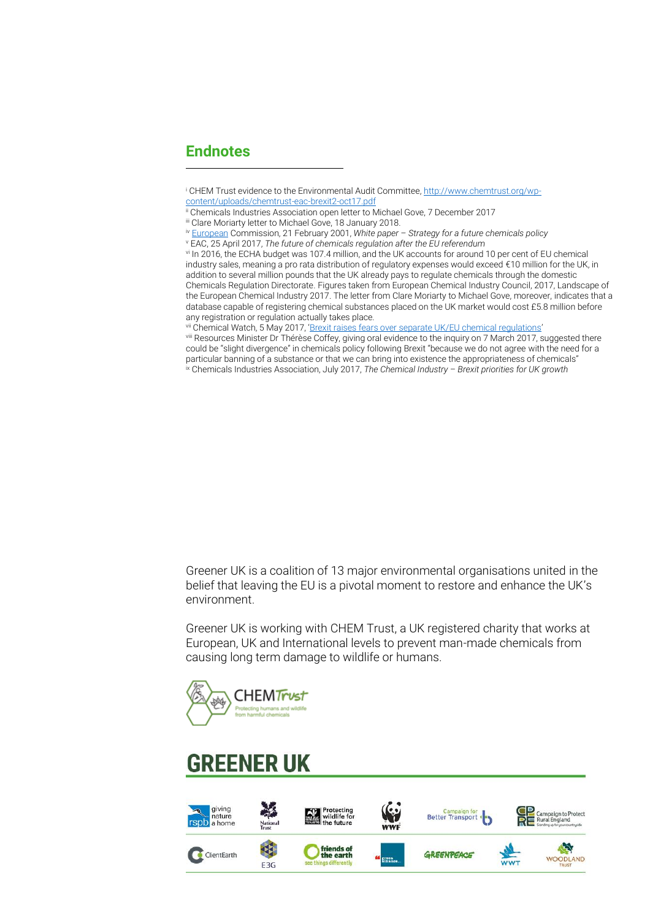## Endnotes

[i] CHEM Trust evidence to the Environmental Audit Committee, [http://www.chemtrust.org/wp-content/uploads/chemtrust-eac-brexit2-oct17.pdf](http://www.chemtrust.org/wp-content/uploads/chemtrust-eac-brexit2-oct17.pdf)

[ii] Chemicals Industries Association open letter to Michael Gove, 7 December 2017

[iii] Clare Moriarty letter to Michael Gove, 18 January 2018.

[iv] European Commission, 21 February 2001, *White paper – Strategy for a future chemicals policy*

[v] EAC, 25 April 2017, *The future of chemicals regulation after the EU referendum*

[vi] In 2016, the ECHA budget was 107.4 million, and the UK accounts for around 10 per cent of EU chemical industry sales, meaning a pro rata distribution of regulatory expenses would exceed €10 million for the UK, in addition to several million pounds that the UK already pays to regulate chemicals through the domestic Chemicals Regulation Directorate. Figures taken from European Chemical Industry Council, 2017, Landscape of the European Chemical Industry 2017. The letter from Clare Moriarty to Michael Gove, moreover, indicates that a database capable of registering chemical substances placed on the UK market would cost £5.8 million before any registration or regulation actually takes place.

[vii] Chemical Watch, 5 May 2017, 'Brexit raises fears over separate UK/EU chemical regulations'

[viii] Resources Minister Dr Thérèse Coffey, giving oral evidence to the inquiry on 7 March 2017, suggested there could be "slight divergence" in chemicals policy following Brexit "because we do not agree with the need for a particular banning of a substance or that we can bring into existence the appropriateness of chemicals"

[ix] Chemicals Industries Association, July 2017, *The Chemical Industry – Brexit priorities for UK growth*

Greener UK is a coalition of 13 major environmental organisations united in the belief that leaving the EU is a pivotal moment to restore and enhance the UK's environment.

Greener UK is working with CHEM Trust, a UK registered charity that works at European, UK and International levels to prevent man-made chemicals from causing long term damage to wildlife or humans.

CHEM Trust
Protecting humans and wildlife from harmful chemicals

# GREENER UK

rspb giving nature a home
National Trust
Protecting wildlife for the future
WWF
Campaign for Better Transport
Campaign to Protect Rural England
ClientEarth
E3G
friends of the earth
Green Alliance
GREENPEACE
WWT
WOODLAND TRUST